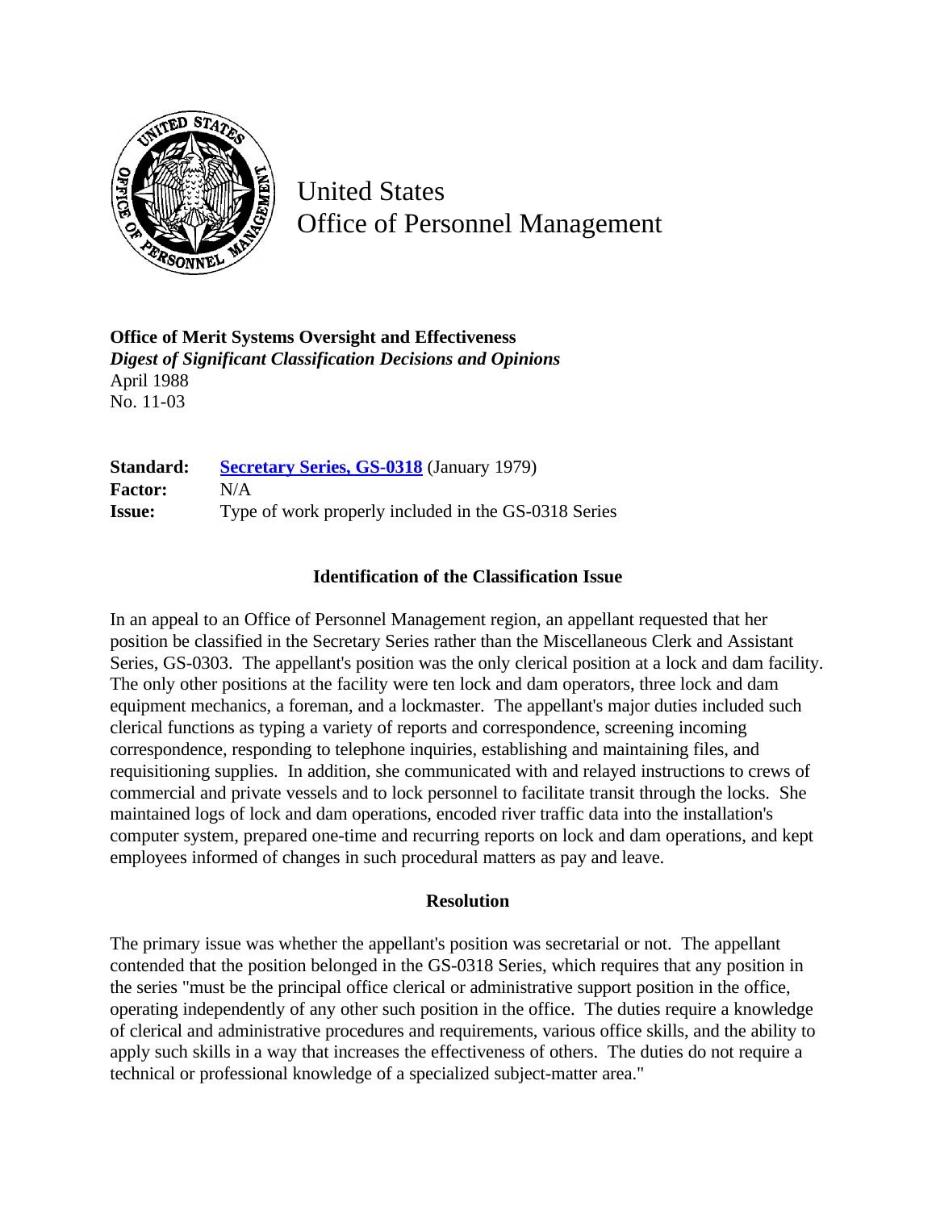United States
Office of Personnel Management

**Office of Merit Systems Oversight and Effectiveness**
***Digest of Significant Classification Decisions and Opinions***
April 1988
No. 11-03

| | |
|---|---|
| **Standard:** | **Secretary Series, GS-0318** (January 1979) |
| **Factor:** | N/A |
| **Issue:** | Type of work properly included in the GS-0318 Series |

### Identification of the Classification Issue

In an appeal to an Office of Personnel Management region, an appellant requested that her position be classified in the Secretary Series rather than the Miscellaneous Clerk and Assistant Series, GS-0303. The appellant's position was the only clerical position at a lock and dam facility. The only other positions at the facility were ten lock and dam operators, three lock and dam equipment mechanics, a foreman, and a lockmaster. The appellant's major duties included such clerical functions as typing a variety of reports and correspondence, screening incoming correspondence, responding to telephone inquiries, establishing and maintaining files, and requisitioning supplies. In addition, she communicated with and relayed instructions to crews of commercial and private vessels and to lock personnel to facilitate transit through the locks. She maintained logs of lock and dam operations, encoded river traffic data into the installation's computer system, prepared one-time and recurring reports on lock and dam operations, and kept employees informed of changes in such procedural matters as pay and leave.

### Resolution

The primary issue was whether the appellant's position was secretarial or not. The appellant contended that the position belonged in the GS-0318 Series, which requires that any position in the series "must be the principal office clerical or administrative support position in the office, operating independently of any other such position in the office. The duties require a knowledge of clerical and administrative procedures and requirements, various office skills, and the ability to apply such skills in a way that increases the effectiveness of others. The duties do not require a technical or professional knowledge of a specialized subject-matter area."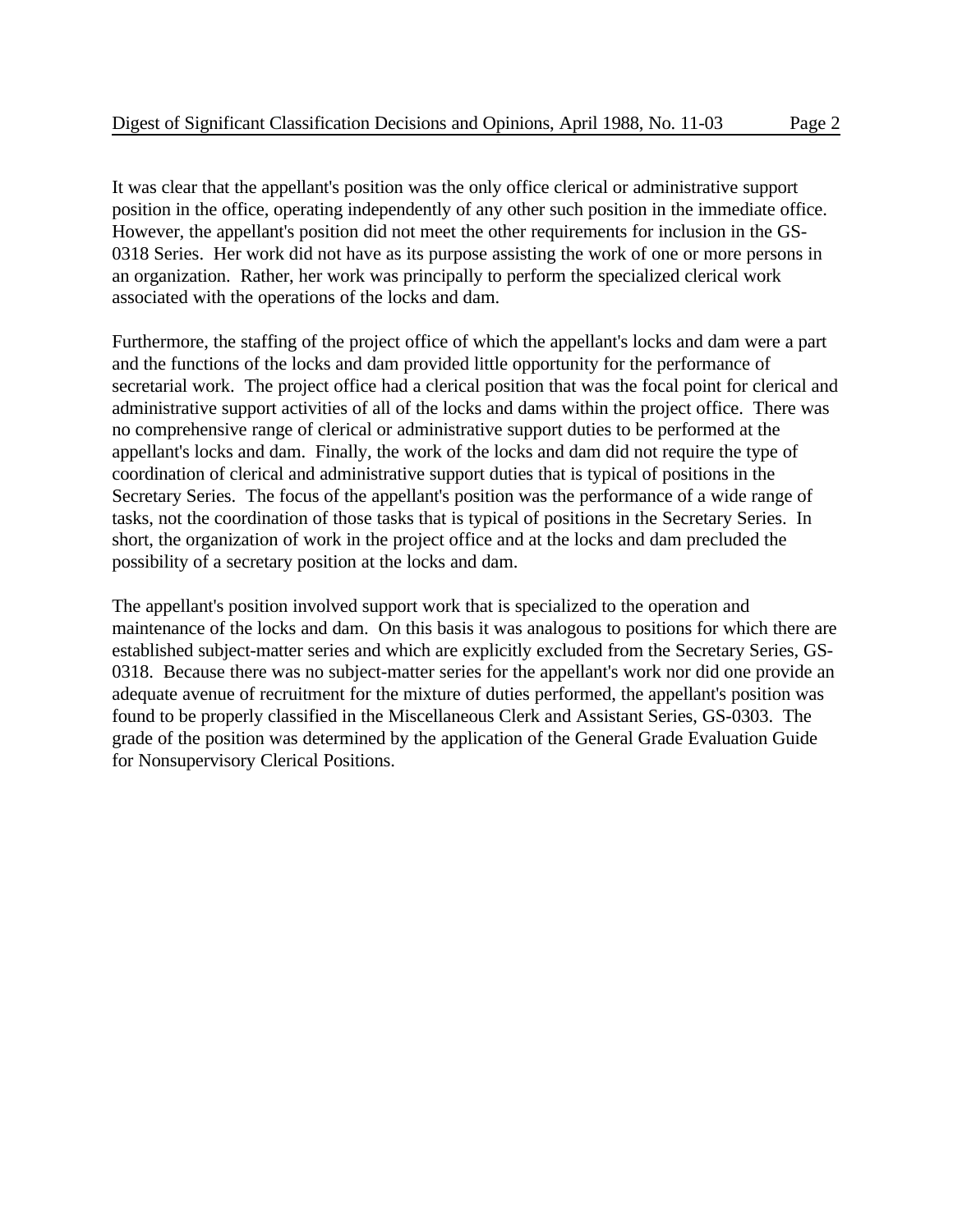It was clear that the appellant's position was the only office clerical or administrative support position in the office, operating independently of any other such position in the immediate office. However, the appellant's position did not meet the other requirements for inclusion in the GS-0318 Series. Her work did not have as its purpose assisting the work of one or more persons in an organization. Rather, her work was principally to perform the specialized clerical work associated with the operations of the locks and dam.

Furthermore, the staffing of the project office of which the appellant's locks and dam were a part and the functions of the locks and dam provided little opportunity for the performance of secretarial work. The project office had a clerical position that was the focal point for clerical and administrative support activities of all of the locks and dams within the project office. There was no comprehensive range of clerical or administrative support duties to be performed at the appellant's locks and dam. Finally, the work of the locks and dam did not require the type of coordination of clerical and administrative support duties that is typical of positions in the Secretary Series. The focus of the appellant's position was the performance of a wide range of tasks, not the coordination of those tasks that is typical of positions in the Secretary Series. In short, the organization of work in the project office and at the locks and dam precluded the possibility of a secretary position at the locks and dam.

The appellant's position involved support work that is specialized to the operation and maintenance of the locks and dam. On this basis it was analogous to positions for which there are established subject-matter series and which are explicitly excluded from the Secretary Series, GS-0318. Because there was no subject-matter series for the appellant's work nor did one provide an adequate avenue of recruitment for the mixture of duties performed, the appellant's position was found to be properly classified in the Miscellaneous Clerk and Assistant Series, GS-0303. The grade of the position was determined by the application of the General Grade Evaluation Guide for Nonsupervisory Clerical Positions.